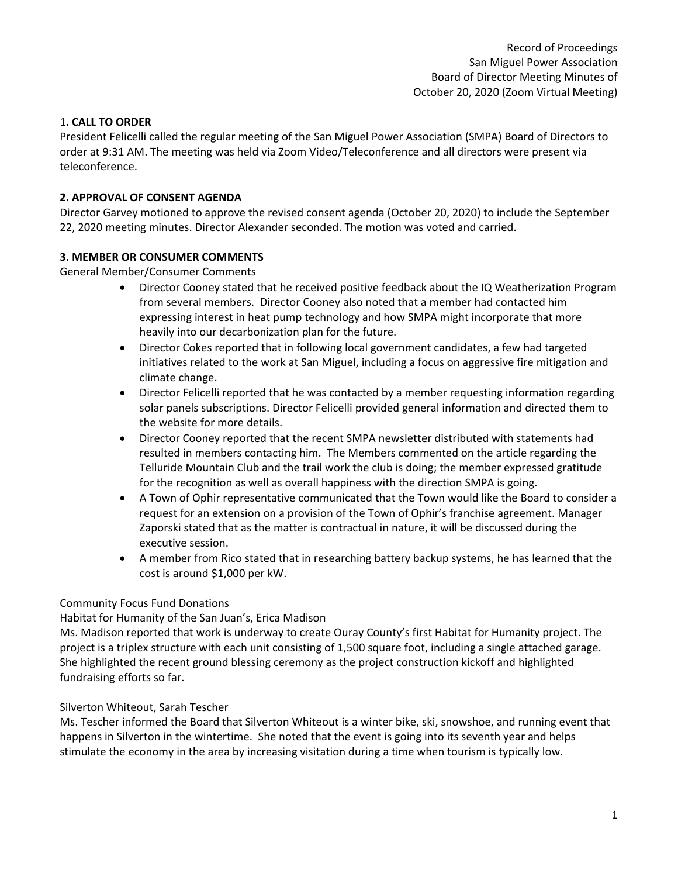Record of Proceedings
San Miguel Power Association
Board of Director Meeting Minutes of
October 20, 2020 (Zoom Virtual Meeting)

## 1. CALL TO ORDER

President Felicelli called the regular meeting of the San Miguel Power Association (SMPA) Board of Directors to order at 9:31 AM. The meeting was held via Zoom Video/Teleconference and all directors were present via teleconference.

## 2. APPROVAL OF CONSENT AGENDA

Director Garvey motioned to approve the revised consent agenda (October 20, 2020) to include the September 22, 2020 meeting minutes. Director Alexander seconded. The motion was voted and carried.

## 3. MEMBER OR CONSUMER COMMENTS

General Member/Consumer Comments

- Director Cooney stated that he received positive feedback about the IQ Weatherization Program from several members. Director Cooney also noted that a member had contacted him expressing interest in heat pump technology and how SMPA might incorporate that more heavily into our decarbonization plan for the future.
- Director Cokes reported that in following local government candidates, a few had targeted initiatives related to the work at San Miguel, including a focus on aggressive fire mitigation and climate change.
- Director Felicelli reported that he was contacted by a member requesting information regarding solar panels subscriptions. Director Felicelli provided general information and directed them to the website for more details.
- Director Cooney reported that the recent SMPA newsletter distributed with statements had resulted in members contacting him. The Members commented on the article regarding the Telluride Mountain Club and the trail work the club is doing; the member expressed gratitude for the recognition as well as overall happiness with the direction SMPA is going.
- A Town of Ophir representative communicated that the Town would like the Board to consider a request for an extension on a provision of the Town of Ophir's franchise agreement. Manager Zaporski stated that as the matter is contractual in nature, it will be discussed during the executive session.
- A member from Rico stated that in researching battery backup systems, he has learned that the cost is around $1,000 per kW.

Community Focus Fund Donations

Habitat for Humanity of the San Juan's, Erica Madison

Ms. Madison reported that work is underway to create Ouray County's first Habitat for Humanity project. The project is a triplex structure with each unit consisting of 1,500 square foot, including a single attached garage. She highlighted the recent ground blessing ceremony as the project construction kickoff and highlighted fundraising efforts so far.

Silverton Whiteout, Sarah Tescher

Ms. Tescher informed the Board that Silverton Whiteout is a winter bike, ski, snowshoe, and running event that happens in Silverton in the wintertime. She noted that the event is going into its seventh year and helps stimulate the economy in the area by increasing visitation during a time when tourism is typically low.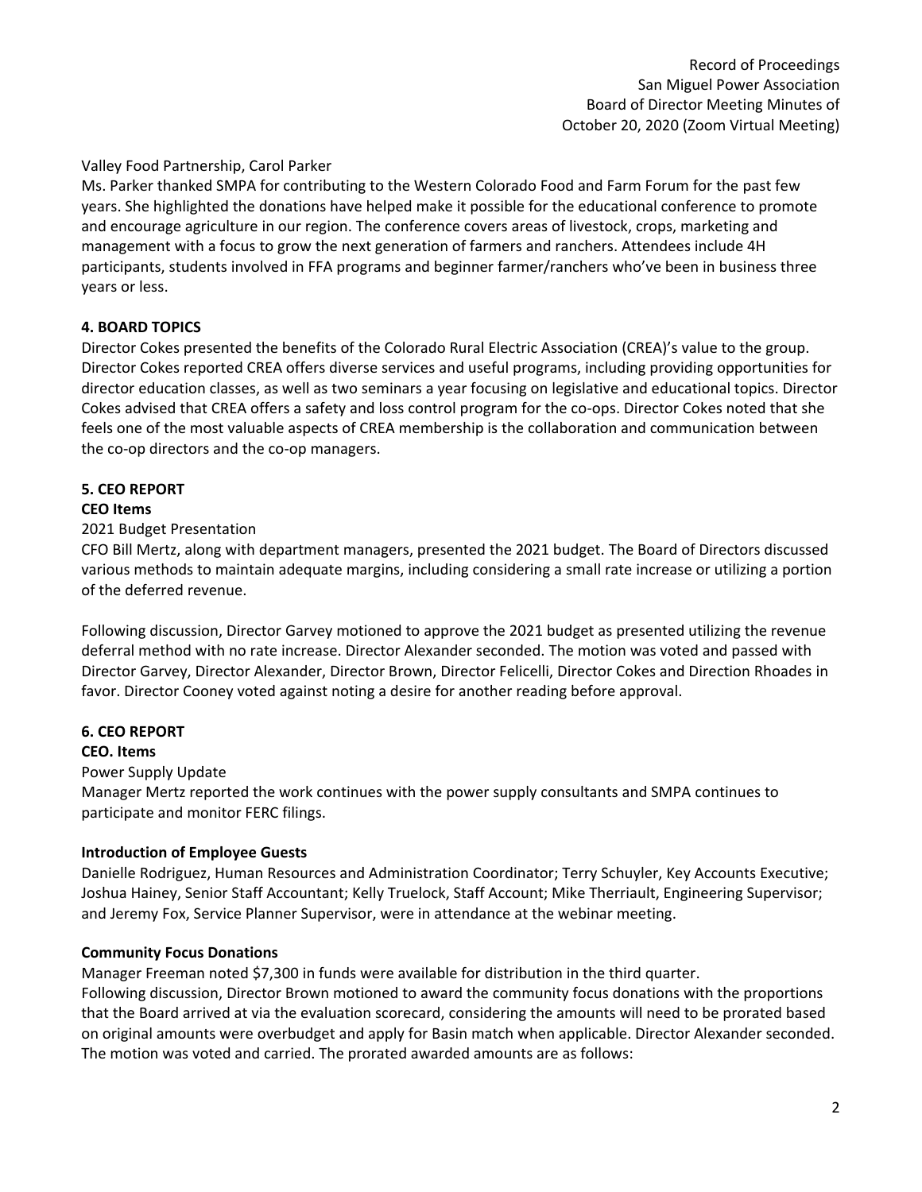Valley Food Partnership, Carol Parker

Ms. Parker thanked SMPA for contributing to the Western Colorado Food and Farm Forum for the past few years. She highlighted the donations have helped make it possible for the educational conference to promote and encourage agriculture in our region. The conference covers areas of livestock, crops, marketing and management with a focus to grow the next generation of farmers and ranchers. Attendees include 4H participants, students involved in FFA programs and beginner farmer/ranchers who've been in business three years or less.

## 4. BOARD TOPICS

Director Cokes presented the benefits of the Colorado Rural Electric Association (CREA)'s value to the group. Director Cokes reported CREA offers diverse services and useful programs, including providing opportunities for director education classes, as well as two seminars a year focusing on legislative and educational topics. Director Cokes advised that CREA offers a safety and loss control program for the co-ops. Director Cokes noted that she feels one of the most valuable aspects of CREA membership is the collaboration and communication between the co-op directors and the co-op managers.

## 5. CEO REPORT

### CEO Items

2021 Budget Presentation

CFO Bill Mertz, along with department managers, presented the 2021 budget. The Board of Directors discussed various methods to maintain adequate margins, including considering a small rate increase or utilizing a portion of the deferred revenue.

Following discussion, Director Garvey motioned to approve the 2021 budget as presented utilizing the revenue deferral method with no rate increase. Director Alexander seconded. The motion was voted and passed with Director Garvey, Director Alexander, Director Brown, Director Felicelli, Director Cokes and Direction Rhoades in favor. Director Cooney voted against noting a desire for another reading before approval.

## 6. CEO REPORT

### CEO. Items

Power Supply Update

Manager Mertz reported the work continues with the power supply consultants and SMPA continues to participate and monitor FERC filings.

### Introduction of Employee Guests

Danielle Rodriguez, Human Resources and Administration Coordinator; Terry Schuyler, Key Accounts Executive; Joshua Hainey, Senior Staff Accountant; Kelly Truelock, Staff Account; Mike Therriault, Engineering Supervisor; and Jeremy Fox, Service Planner Supervisor, were in attendance at the webinar meeting.

### Community Focus Donations

Manager Freeman noted $7,300 in funds were available for distribution in the third quarter.

Following discussion, Director Brown motioned to award the community focus donations with the proportions that the Board arrived at via the evaluation scorecard, considering the amounts will need to be prorated based on original amounts were overbudget and apply for Basin match when applicable. Director Alexander seconded. The motion was voted and carried. The prorated awarded amounts are as follows: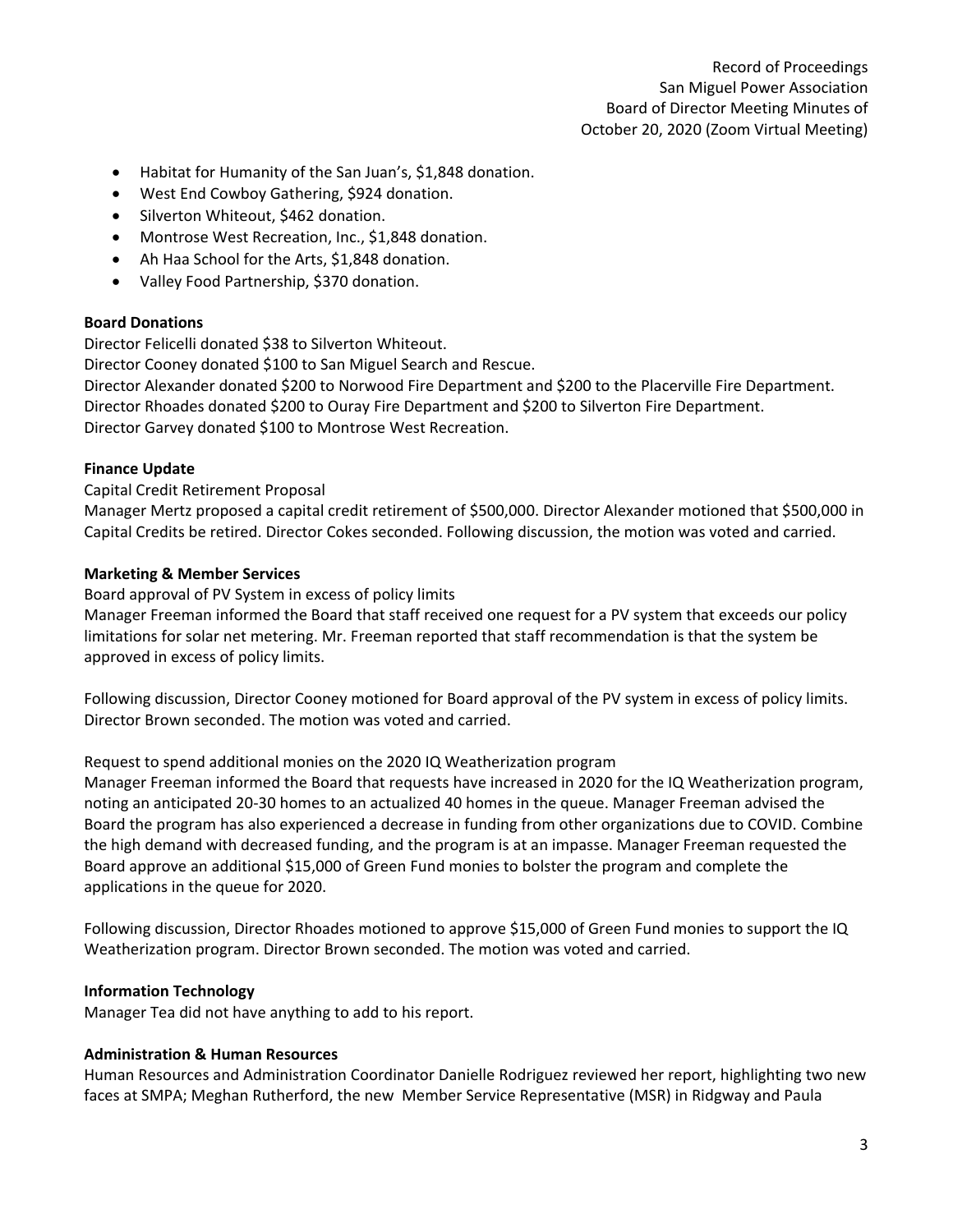- Habitat for Humanity of the San Juan's, $1,848 donation.
- West End Cowboy Gathering, $924 donation.
- Silverton Whiteout, $462 donation.
- Montrose West Recreation, Inc., $1,848 donation.
- Ah Haa School for the Arts, $1,848 donation.
- Valley Food Partnership, $370 donation.

**Board Donations**

Director Felicelli donated $38 to Silverton Whiteout.
Director Cooney donated $100 to San Miguel Search and Rescue.
Director Alexander donated $200 to Norwood Fire Department and $200 to the Placerville Fire Department.
Director Rhoades donated $200 to Ouray Fire Department and $200 to Silverton Fire Department.
Director Garvey donated $100 to Montrose West Recreation.

**Finance Update**

Capital Credit Retirement Proposal
Manager Mertz proposed a capital credit retirement of $500,000. Director Alexander motioned that $500,000 in Capital Credits be retired. Director Cokes seconded. Following discussion, the motion was voted and carried.

**Marketing & Member Services**

Board approval of PV System in excess of policy limits
Manager Freeman informed the Board that staff received one request for a PV system that exceeds our policy limitations for solar net metering. Mr. Freeman reported that staff recommendation is that the system be approved in excess of policy limits.

Following discussion, Director Cooney motioned for Board approval of the PV system in excess of policy limits. Director Brown seconded. The motion was voted and carried.

Request to spend additional monies on the 2020 IQ Weatherization program
Manager Freeman informed the Board that requests have increased in 2020 for the IQ Weatherization program, noting an anticipated 20-30 homes to an actualized 40 homes in the queue. Manager Freeman advised the Board the program has also experienced a decrease in funding from other organizations due to COVID. Combine the high demand with decreased funding, and the program is at an impasse. Manager Freeman requested the Board approve an additional $15,000 of Green Fund monies to bolster the program and complete the applications in the queue for 2020.

Following discussion, Director Rhoades motioned to approve $15,000 of Green Fund monies to support the IQ Weatherization program. Director Brown seconded. The motion was voted and carried.

**Information Technology**

Manager Tea did not have anything to add to his report.

**Administration & Human Resources**

Human Resources and Administration Coordinator Danielle Rodriguez reviewed her report, highlighting two new faces at SMPA; Meghan Rutherford, the new Member Service Representative (MSR) in Ridgway and Paula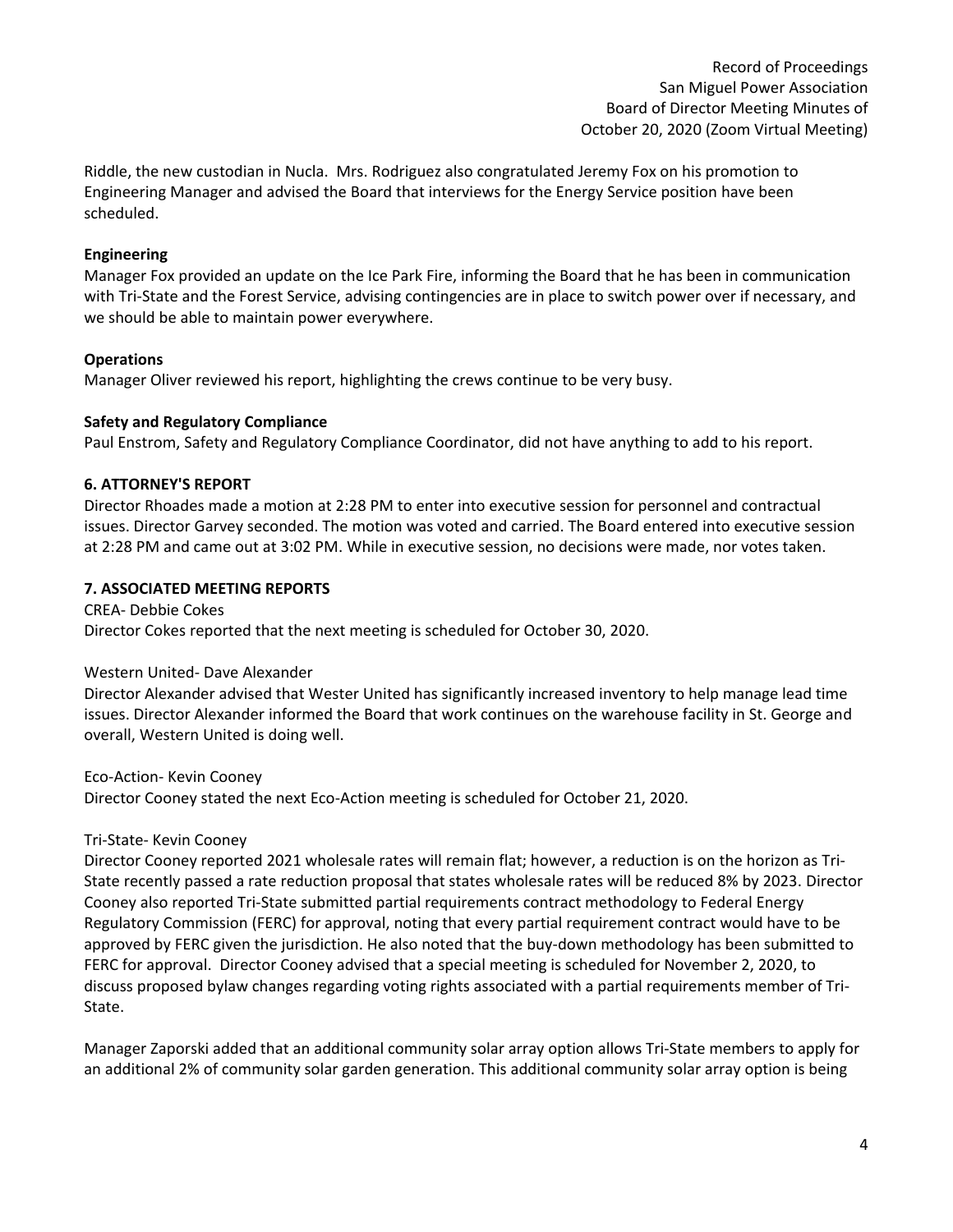Riddle, the new custodian in Nucla. Mrs. Rodriguez also congratulated Jeremy Fox on his promotion to Engineering Manager and advised the Board that interviews for the Energy Service position have been scheduled.

**Engineering**

Manager Fox provided an update on the Ice Park Fire, informing the Board that he has been in communication with Tri-State and the Forest Service, advising contingencies are in place to switch power over if necessary, and we should be able to maintain power everywhere.

**Operations**

Manager Oliver reviewed his report, highlighting the crews continue to be very busy.

**Safety and Regulatory Compliance**

Paul Enstrom, Safety and Regulatory Compliance Coordinator, did not have anything to add to his report.

**6. ATTORNEY'S REPORT**

Director Rhoades made a motion at 2:28 PM to enter into executive session for personnel and contractual issues. Director Garvey seconded. The motion was voted and carried. The Board entered into executive session at 2:28 PM and came out at 3:02 PM. While in executive session, no decisions were made, nor votes taken.

**7. ASSOCIATED MEETING REPORTS**

CREA- Debbie Cokes

Director Cokes reported that the next meeting is scheduled for October 30, 2020.

Western United- Dave Alexander

Director Alexander advised that Wester United has significantly increased inventory to help manage lead time issues. Director Alexander informed the Board that work continues on the warehouse facility in St. George and overall, Western United is doing well.

Eco-Action- Kevin Cooney

Director Cooney stated the next Eco-Action meeting is scheduled for October 21, 2020.

Tri-State- Kevin Cooney

Director Cooney reported 2021 wholesale rates will remain flat; however, a reduction is on the horizon as Tri-State recently passed a rate reduction proposal that states wholesale rates will be reduced 8% by 2023. Director Cooney also reported Tri-State submitted partial requirements contract methodology to Federal Energy Regulatory Commission (FERC) for approval, noting that every partial requirement contract would have to be approved by FERC given the jurisdiction. He also noted that the buy-down methodology has been submitted to FERC for approval. Director Cooney advised that a special meeting is scheduled for November 2, 2020, to discuss proposed bylaw changes regarding voting rights associated with a partial requirements member of Tri-State.

Manager Zaporski added that an additional community solar array option allows Tri-State members to apply for an additional 2% of community solar garden generation. This additional community solar array option is being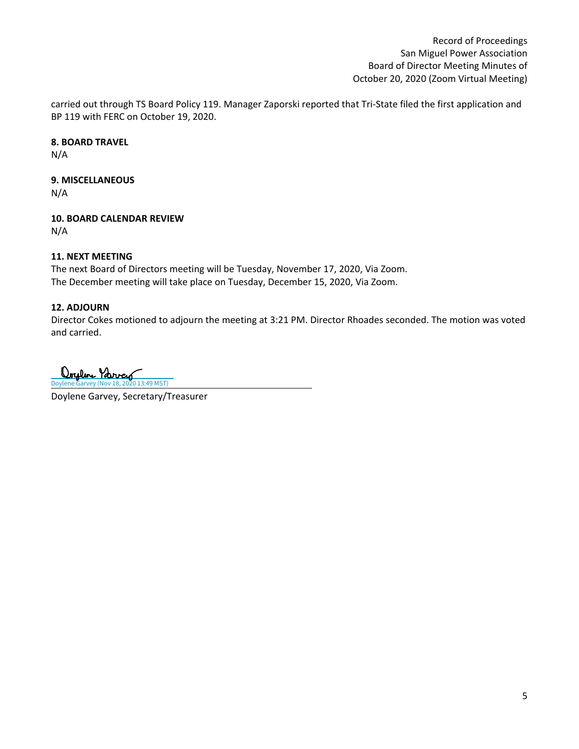carried out through TS Board Policy 119. Manager Zaporski reported that Tri-State filed the first application and BP 119 with FERC on October 19, 2020.

**8. BOARD TRAVEL**
N/A

**9. MISCELLANEOUS**
N/A

**10. BOARD CALENDAR REVIEW**
N/A

**11. NEXT MEETING**
The next Board of Directors meeting will be Tuesday, November 17, 2020, Via Zoom.
The December meeting will take place on Tuesday, December 15, 2020, Via Zoom.

**12. ADJOURN**
Director Cokes motioned to adjourn the meeting at 3:21 PM. Director Rhoades seconded. The motion was voted and carried.

Doylene Garvey (Nov 18, 2020 13:49 MST)

Doylene Garvey, Secretary/Treasurer